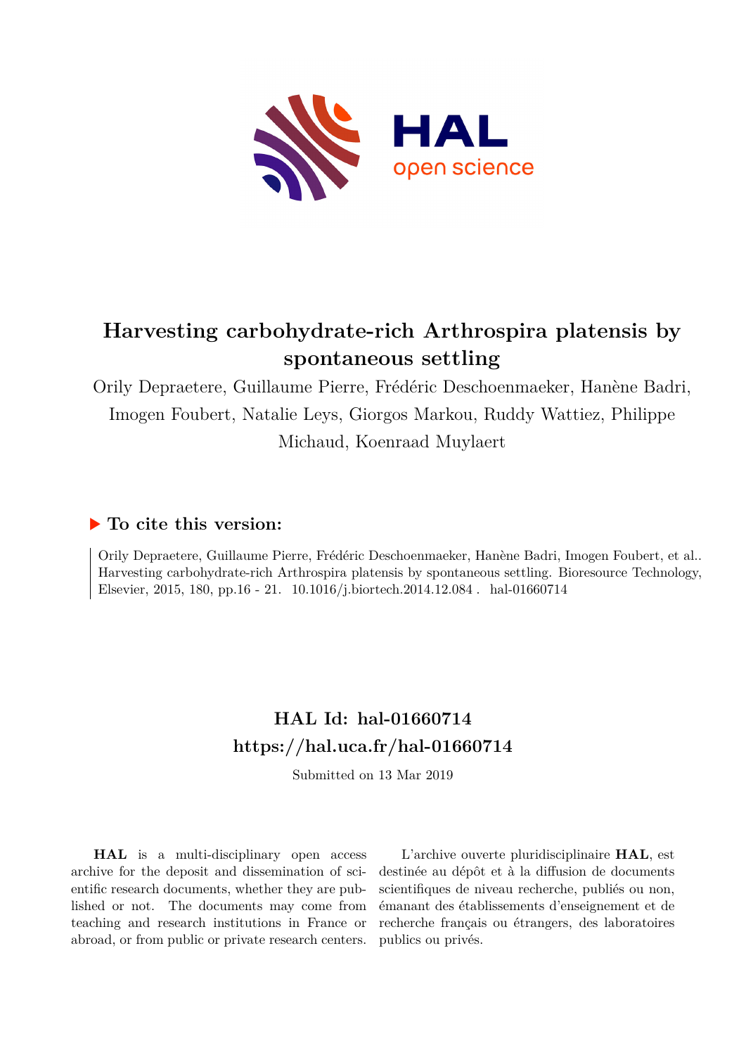# Harvesting carbohydrate-rich Arthrospira platensis by spontaneous settling

Orily Depraetere, Guillaume Pierre, Frédéric Deschoenmaeker, Hanène Badri, Imogen Foubert, Natalie Leys, Giorgos Markou, Ruddy Wattiez, Philippe Michaud, Koenraad Muylaert

## ▶ To cite this version:

Orily Depraetere, Guillaume Pierre, Frédéric Deschoenmaeker, Hanène Badri, Imogen Foubert, et al.. Harvesting carbohydrate-rich Arthrospira platensis by spontaneous settling. Bioresource Technology, Elsevier, 2015, 180, pp.16 - 21. 10.1016/j.biortech.2014.12.084 . hal-01660714

## HAL Id: hal-01660714
## https://hal.uca.fr/hal-01660714

Submitted on 13 Mar 2019

**HAL** is a multi-disciplinary open access archive for the deposit and dissemination of scientific research documents, whether they are published or not. The documents may come from teaching and research institutions in France or abroad, or from public or private research centers.

L'archive ouverte pluridisciplinaire **HAL**, est destinée au dépôt et à la diffusion de documents scientifiques de niveau recherche, publiés ou non, émanant des établissements d'enseignement et de recherche français ou étrangers, des laboratoires publics ou privés.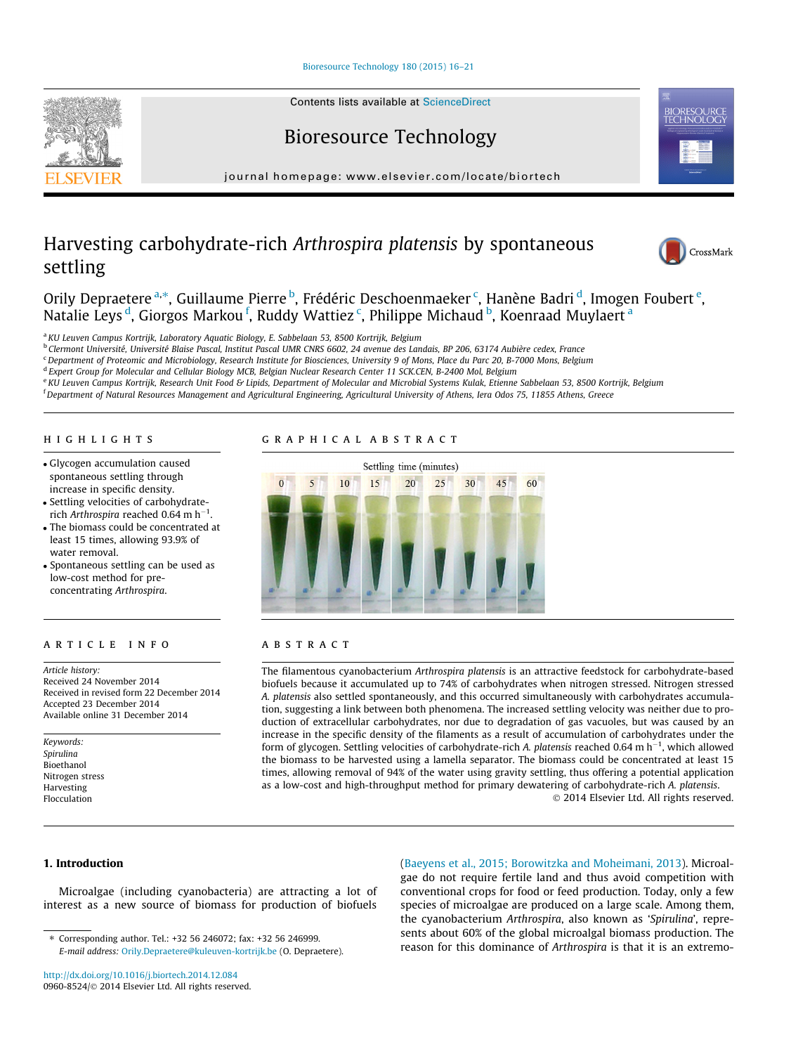# Harvesting carbohydrate-rich *Arthrospira platensis* by spontaneous settling

Orily Depraetere [a,*], Guillaume Pierre [b], Frédéric Deschoenmaeker [c], Hanène Badri [d], Imogen Foubert [e], Natalie Leys [d], Giorgos Markou [f], Ruddy Wattiez [c], Philippe Michaud [b], Koenraad Muylaert [a]

[a] KU Leuven Campus Kortrijk, Laboratory Aquatic Biology, E. Sabbelaan 53, 8500 Kortrijk, Belgium
[b] Clermont Université, Université Blaise Pascal, Institut Pascal UMR CNRS 6602, 24 avenue des Landais, BP 206, 63174 Aubière cedex, France
[c] Department of Proteomic and Microbiology, Research Institute for Biosciences, University 9 of Mons, Place du Parc 20, B-7000 Mons, Belgium
[d] Expert Group for Molecular and Cellular Biology MCB, Belgian Nuclear Research Center 11 SCK.CEN, B-2400 Mol, Belgium
[e] KU Leuven Campus Kortrijk, Research Unit Food & Lipids, Department of Molecular and Microbial Systems Kulak, Etienne Sabbelaan 53, 8500 Kortrijk, Belgium
[f] Department of Natural Resources Management and Agricultural Engineering, Agricultural University of Athens, Iera Odos 75, 11855 Athens, Greece

## HIGHLIGHTS

- Glycogen accumulation caused spontaneous settling through increase in specific density.
- Settling velocities of carbohydrate-rich *Arthrospira* reached 0.64 m $h^{-1}$.
- The biomass could be concentrated at least 15 times, allowing 93.9% of water removal.
- Spontaneous settling can be used as low-cost method for pre-concentrating *Arthrospira*.

## GRAPHICAL ABSTRACT

Settling time (minutes)

0 5 10 15 20 25 30 45 60

## ARTICLE INFO

*Article history:*
Received 24 November 2014
Received in revised form 22 December 2014
Accepted 23 December 2014
Available online 31 December 2014

*Keywords:*
Spirulina
Bioethanol
Nitrogen stress
Harvesting
Flocculation

## ABSTRACT

The filamentous cyanobacterium *Arthrospira platensis* is an attractive feedstock for carbohydrate-based biofuels because it accumulated up to 74% of carbohydrates when nitrogen stressed. Nitrogen stressed *A. platensis* also settled spontaneously, and this occurred simultaneously with carbohydrates accumulation, suggesting a link between both phenomena. The increased settling velocity was neither due to production of extracellular carbohydrates, nor due to degradation of gas vacuoles, but was caused by an increase in the specific density of the filaments as a result of accumulation of carbohydrates under the form of glycogen. Settling velocities of carbohydrate-rich *A. platensis* reached 0.64 m $h^{-1}$, which allowed the biomass to be harvested using a lamella separator. The biomass could be concentrated at least 15 times, allowing removal of 94% of the water using gravity settling, thus offering a potential application as a low-cost and high-throughput method for primary dewatering of carbohydrate-rich *A. platensis*.

© 2014 Elsevier Ltd. All rights reserved.

## 1. Introduction

Microalgae (including cyanobacteria) are attracting a lot of interest as a new source of biomass for production of biofuels (Baeyens et al., 2015; Borowitzka and Moheimani, 2013). Microalgae do not require fertile land and thus avoid competition with conventional crops for food or feed production. Today, only a few species of microalgae are produced on a large scale. Among them, the cyanobacterium *Arthrospira*, also known as 'Spirulina', represents about 60% of the global microalgal biomass production. The reason for this dominance of *Arthrospira* is that it is an extremo-

* Corresponding author. Tel.: +32 56 246072; fax: +32 56 246999.
E-mail address: Orily.Depraetere@kuleuven-kortrijk.be (O. Depraetere).

http://dx.doi.org/10.1016/j.biortech.2014.12.084
0960-8524/© 2014 Elsevier Ltd. All rights reserved.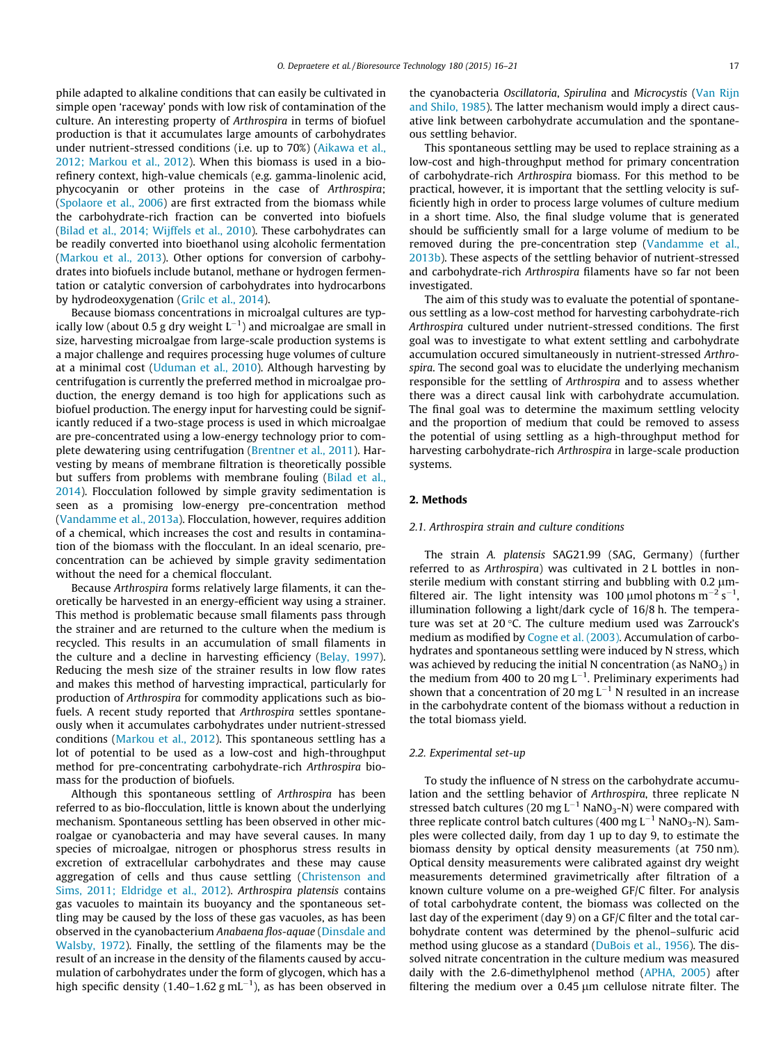phile adapted to alkaline conditions that can easily be cultivated in simple open 'raceway' ponds with low risk of contamination of the culture. An interesting property of *Arthrospira* in terms of biofuel production is that it accumulates large amounts of carbohydrates under nutrient-stressed conditions (i.e. up to 70%) (Aikawa et al., 2012; Markou et al., 2012). When this biomass is used in a biorefinery context, high-value chemicals (e.g. gamma-linolenic acid, phycocyanin or other proteins in the case of *Arthrospira*; (Spolaore et al., 2006) are first extracted from the biomass while the carbohydrate-rich fraction can be converted into biofuels (Bilad et al., 2014; Wijffels et al., 2010). These carbohydrates can be readily converted into bioethanol using alcoholic fermentation (Markou et al., 2013). Other options for conversion of carbohydrates into biofuels include butanol, methane or hydrogen fermentation or catalytic conversion of carbohydrates into hydrocarbons by hydrodeoxygenation (Grilc et al., 2014).

Because biomass concentrations in microalgal cultures are typically low (about 0.5 g dry weight $L^{-1}$) and microalgae are small in size, harvesting microalgae from large-scale production systems is a major challenge and requires processing huge volumes of culture at a minimal cost (Uduman et al., 2010). Although harvesting by centrifugation is currently the preferred method in microalgae production, the energy demand is too high for applications such as biofuel production. The energy input for harvesting could be significantly reduced if a two-stage process is used in which microalgae are pre-concentrated using a low-energy technology prior to complete dewatering using centrifugation (Brentner et al., 2011). Harvesting by means of membrane filtration is theoretically possible but suffers from problems with membrane fouling (Bilad et al., 2014). Flocculation followed by simple gravity sedimentation is seen as a promising low-energy pre-concentration method (Vandamme et al., 2013a). Flocculation, however, requires addition of a chemical, which increases the cost and results in contamination of the biomass with the flocculant. In an ideal scenario, pre-concentration can be achieved by simple gravity sedimentation without the need for a chemical flocculant.

Because *Arthrospira* forms relatively large filaments, it can theoretically be harvested in an energy-efficient way using a strainer. This method is problematic because small filaments pass through the strainer and are returned to the culture when the medium is recycled. This results in an accumulation of small filaments in the culture and a decline in harvesting efficiency (Belay, 1997). Reducing the mesh size of the strainer results in low flow rates and makes this method of harvesting impractical, particularly for production of *Arthrospira* for commodity applications such as biofuels. A recent study reported that *Arthrospira* settles spontaneously when it accumulates carbohydrates under nutrient-stressed conditions (Markou et al., 2012). This spontaneous settling has a lot of potential to be used as a low-cost and high-throughput method for pre-concentrating carbohydrate-rich *Arthrospira* biomass for the production of biofuels.

Although this spontaneous settling of *Arthrospira* has been referred to as bio-flocculation, little is known about the underlying mechanism. Spontaneous settling has been observed in other microalgae or cyanobacteria and may have several causes. In many species of microalgae, nitrogen or phosphorus stress results in excretion of extracellular carbohydrates and these may cause aggregation of cells and thus cause settling (Christenson and Sims, 2011; Eldridge et al., 2012). *Arthrospira platensis* contains gas vacuoles to maintain its buoyancy and the spontaneous settling may be caused by the loss of these gas vacuoles, as has been observed in the cyanobacterium *Anabaena flos-aquae* (Dinsdale and Walsby, 1972). Finally, the settling of the filaments may be the result of an increase in the density of the filaments caused by accumulation of carbohydrates under the form of glycogen, which has a high specific density (1.40–1.62 g $mL^{-1}$), as has been observed in the cyanobacteria *Oscillatoria*, *Spirulina* and *Microcystis* (Van Rijn and Shilo, 1985). The latter mechanism would imply a direct causative link between carbohydrate accumulation and the spontaneous settling behavior.

This spontaneous settling may be used to replace straining as a low-cost and high-throughput method for primary concentration of carbohydrate-rich *Arthrospira* biomass. For this method to be practical, however, it is important that the settling velocity is sufficiently high in order to process large volumes of culture medium in a short time. Also, the final sludge volume that is generated should be sufficiently small for a large volume of medium to be removed during the pre-concentration step (Vandamme et al., 2013b). These aspects of the settling behavior of nutrient-stressed and carbohydrate-rich *Arthrospira* filaments have so far not been investigated.

The aim of this study was to evaluate the potential of spontaneous settling as a low-cost method for harvesting carbohydrate-rich *Arthrospira* cultured under nutrient-stressed conditions. The first goal was to investigate to what extent settling and carbohydrate accumulation occured simultaneously in nutrient-stressed *Arthrospira*. The second goal was to elucidate the underlying mechanism responsible for the settling of *Arthrospira* and to assess whether there was a direct causal link with carbohydrate accumulation. The final goal was to determine the maximum settling velocity and the proportion of medium that could be removed to assess the potential of using settling as a high-throughput method for harvesting carbohydrate-rich *Arthrospira* in large-scale production systems.

## 2. Methods

### 2.1. Arthrospira strain and culture conditions

The strain *A. platensis* SAG21.99 (SAG, Germany) (further referred to as *Arthrospira*) was cultivated in 2 L bottles in non-sterile medium with constant stirring and bubbling with 0.2 μm-filtered air. The light intensity was 100 μmol photons $m^{-2}$ $s^{-1}$, illumination following a light/dark cycle of 16/8 h. The temperature was set at 20 °C. The culture medium used was Zarrouck's medium as modified by Cogne et al. (2003). Accumulation of carbohydrates and spontaneous settling were induced by N stress, which was achieved by reducing the initial N concentration (as $NaNO_3$) in the medium from 400 to 20 mg $L^{-1}$. Preliminary experiments had shown that a concentration of 20 mg $L^{-1}$ N resulted in an increase in the carbohydrate content of the biomass without a reduction in the total biomass yield.

### 2.2. Experimental set-up

To study the influence of N stress on the carbohydrate accumulation and the settling behavior of *Arthrospira*, three replicate N stressed batch cultures (20 mg $L^{-1}$ $NaNO_3$-N) were compared with three replicate control batch cultures (400 mg $L^{-1}$ $NaNO_3$-N). Samples were collected daily, from day 1 up to day 9, to estimate the biomass density by optical density measurements (at 750 nm). Optical density measurements were calibrated against dry weight measurements determined gravimetrically after filtration of a known culture volume on a pre-weighed GF/C filter. For analysis of total carbohydrate content, the biomass was collected on the last day of the experiment (day 9) on a GF/C filter and the total carbohydrate content was determined by the phenol–sulfuric acid method using glucose as a standard (DuBois et al., 1956). The dissolved nitrate concentration in the culture medium was measured daily with the 2.6-dimethylphenol method (APHA, 2005) after filtering the medium over a 0.45 μm cellulose nitrate filter. The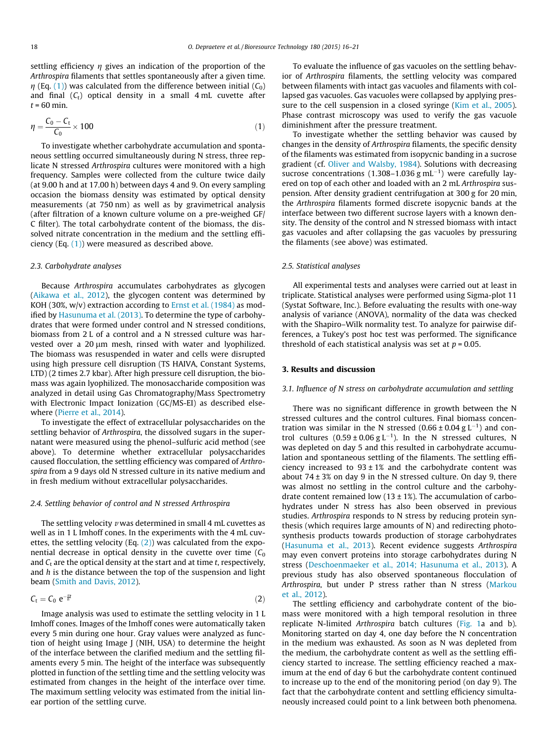settling efficiency $\eta$ gives an indication of the proportion of the *Arthrospira* filaments that settles spontaneously after a given time. $\eta$ (Eq. (1)) was calculated from the difference between initial ($C_0$) and final ($C_t$) optical density in a small 4 mL cuvette after $t$ = 60 min.

$$\eta = \frac{C_0 - C_t}{C_0} \times 100 \tag{1}$$

To investigate whether carbohydrate accumulation and spontaneous settling occurred simultaneously during N stress, three replicate N stressed *Arthrospira* cultures were monitored with a high frequency. Samples were collected from the culture twice daily (at 9.00 h and at 17.00 h) between days 4 and 9. On every sampling occasion the biomass density was estimated by optical density measurements (at 750 nm) as well as by gravimetrical analysis (after filtration of a known culture volume on a pre-weighed GF/C filter). The total carbohydrate content of the biomass, the dissolved nitrate concentration in the medium and the settling efficiency (Eq. (1)) were measured as described above.

### 2.3. Carbohydrate analyses

Because *Arthrospira* accumulates carbohydrates as glycogen (Aikawa et al., 2012), the glycogen content was determined by KOH (30%, w/v) extraction according to Ernst et al. (1984) as modified by Hasunuma et al. (2013). To determine the type of carbohydrates that were formed under control and N stressed conditions, biomass from 2 L of a control and a N stressed culture was harvested over a 20 μm mesh, rinsed with water and lyophilized. The biomass was resuspended in water and cells were disrupted using high pressure cell disruption (TS HAIVA, Constant Systems, LTD) (2 times 2.7 kbar). After high pressure cell disruption, the biomass was again lyophilized. The monosaccharide composition was analyzed in detail using Gas Chromatography/Mass Spectrometry with Electronic Impact Ionization (GC/MS-EI) as described elsewhere (Pierre et al., 2014).

To investigate the effect of extracellular polysaccharides on the settling behavior of *Arthrospira*, the dissolved sugars in the supernatant were measured using the phenol–sulfuric acid method (see above). To determine whether extracellular polysaccharides caused flocculation, the settling efficiency was compared of *Arthrospira* from a 9 days old N stressed culture in its native medium and in fresh medium without extracellular polysaccharides.

### 2.4. Settling behavior of control and N stressed Arthrospira

The settling velocity $v$ was determined in small 4 mL cuvettes as well as in 1 L Imhoff cones. In the experiments with the 4 mL cuvettes, the settling velocity (Eq. (2)) was calculated from the exponential decrease in optical density in the cuvette over time ($C_0$ and $C_t$ are the optical density at the start and at time $t$, respectively, and $h$ is the distance between the top of the suspension and light beam (Smith and Davis, 2012).

$$C_t = C_0 \; e^{-\frac{v t}{h}} \tag{2}$$

Image analysis was used to estimate the settling velocity in 1 L Imhoff cones. Images of the Imhoff cones were automatically taken every 5 min during one hour. Gray values were analyzed as function of height using Image J (NIH, USA) to determine the height of the interface between the clarified medium and the settling filaments every 5 min. The height of the interface was subsequently plotted in function of the settling time and the settling velocity was estimated from changes in the height of the interface over time. The maximum settling velocity was estimated from the initial linear portion of the settling curve.

To evaluate the influence of gas vacuoles on the settling behavior of *Arthrospira* filaments, the settling velocity was compared between filaments with intact gas vacuoles and filaments with collapsed gas vacuoles. Gas vacuoles were collapsed by applying pressure to the cell suspension in a closed syringe (Kim et al., 2005). Phase contrast microscopy was used to verify the gas vacuole diminishment after the pressure treatment.

To investigate whether the settling behavior was caused by changes in the density of *Arthrospira* filaments, the specific density of the filaments was estimated from isopycnic banding in a sucrose gradient (cf. Oliver and Walsby, 1984). Solutions with decreasing sucrose concentrations (1.308–1.036 g $mL^{-1}$) were carefully layered on top of each other and loaded with an 2 mL *Arthrospira* suspension. After density gradient centrifugation at 300 g for 20 min, the *Arthrospira* filaments formed discrete isopycnic bands at the interface between two different sucrose layers with a known density. The density of the control and N stressed biomass with intact gas vacuoles and after collapsing the gas vacuoles by pressuring the filaments (see above) was estimated.

### 2.5. Statistical analyses

All experimental tests and analyses were carried out at least in triplicate. Statistical analyses were performed using Sigma-plot 11 (Systat Software, Inc.). Before evaluating the results with one-way analysis of variance (ANOVA), normality of the data was checked with the Shapiro–Wilk normality test. To analyze for pairwise differences, a Tukey's post hoc test was performed. The significance threshold of each statistical analysis was set at $p = 0.05$.

## 3. Results and discussion

### 3.1. Influence of N stress on carbohydrate accumulation and settling

There was no significant difference in growth between the N stressed cultures and the control cultures. Final biomass concentration was similar in the N stressed (0.66 ± 0.04 g $L^{-1}$) and control cultures (0.59 ± 0.06 g $L^{-1}$). In the N stressed cultures, N was depleted on day 5 and this resulted in carbohydrate accumulation and spontaneous settling of the filaments. The settling efficiency increased to 93 ± 1% and the carbohydrate content was about 74 ± 3% on day 9 in the N stressed culture. On day 9, there was almost no settling in the control culture and the carbohydrate content remained low (13 ± 1%). The accumulation of carbohydrates under N stress has also been observed in previous studies. *Arthrospira* responds to N stress by reducing protein synthesis (which requires large amounts of N) and redirecting photosynthesis products towards production of storage carbohydrates (Hasunuma et al., 2013). Recent evidence suggests *Arthrospira* may even convert proteins into storage carbohydrates during N stress (Deschoenmaeker et al., 2014; Hasunuma et al., 2013). A previous study has also observed spontaneous flocculation of *Arthrospira*, but under P stress rather than N stress (Markou et al., 2012).

The settling efficiency and carbohydrate content of the biomass were monitored with a high temporal resolution in three replicate N-limited *Arthrospira* batch cultures (Fig. 1a and b). Monitoring started on day 4, one day before the N concentration in the medium was exhausted. As soon as N was depleted from the medium, the carbohydrate content as well as the settling efficiency started to increase. The settling efficiency reached a maximum at the end of day 6 but the carbohydrate content continued to increase up to the end of the monitoring period (on day 9). The fact that the carbohydrate content and settling efficiency simultaneously increased could point to a link between both phenomena.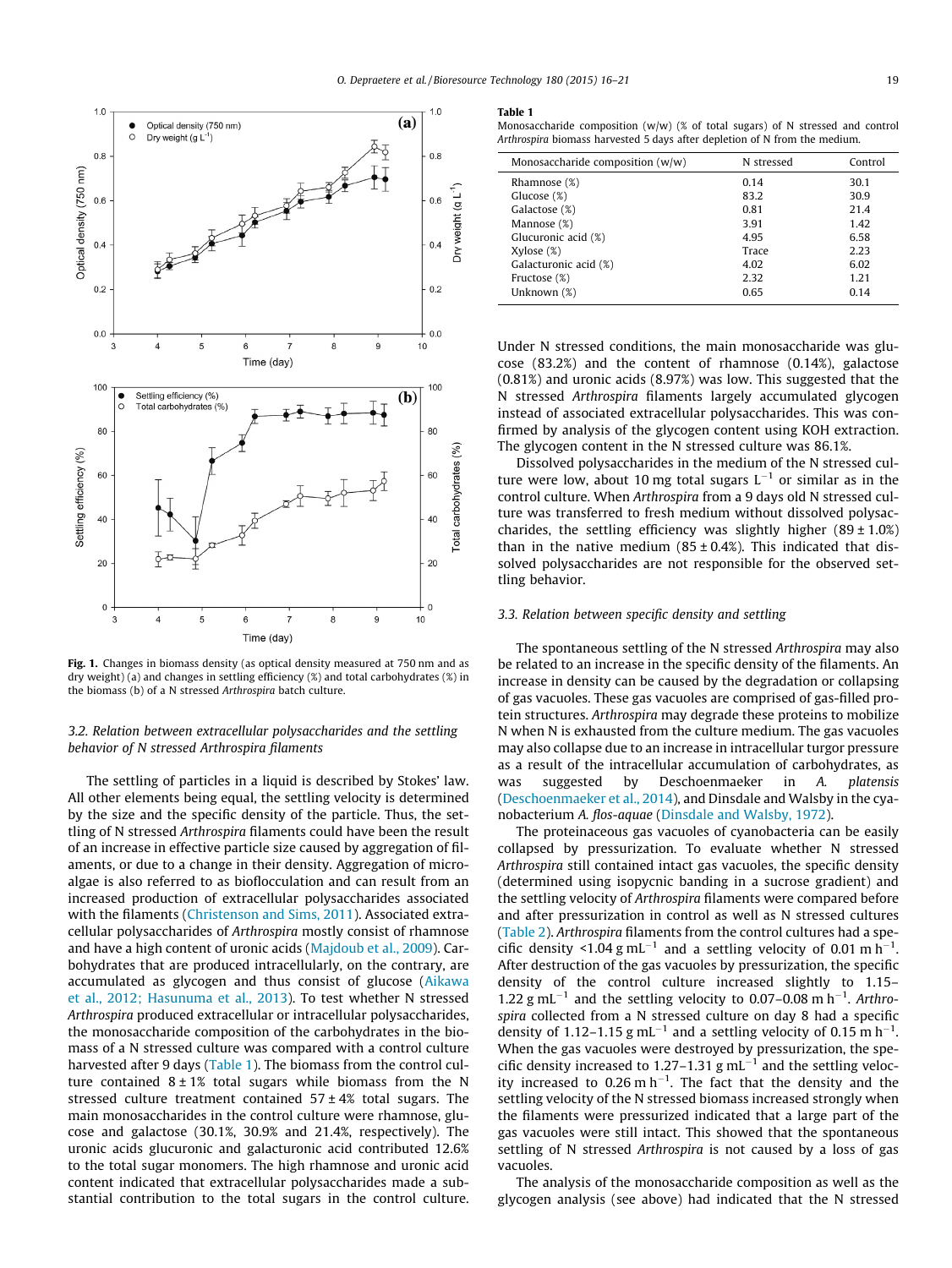Fig. 1. Changes in biomass density (as optical density measured at 750 nm and as dry weight) (a) and changes in settling efficiency (%) and total carbohydrates (%) in the biomass (b) of a N stressed *Arthrospira* batch culture.

### 3.2. Relation between extracellular polysaccharides and the settling behavior of N stressed Arthrospira filaments

The settling of particles in a liquid is described by Stokes' law. All other elements being equal, the settling velocity is determined by the size and the specific density of the particle. Thus, the settling of N stressed *Arthrospira* filaments could have been the result of an increase in effective particle size caused by aggregation of filaments, or due to a change in their density. Aggregation of microalgae is also referred to as bioflocculation and can result from an increased production of extracellular polysaccharides associated with the filaments (Christenson and Sims, 2011). Associated extracellular polysaccharides of *Arthrospira* mostly consist of rhamnose and have a high content of uronic acids (Majdoub et al., 2009). Carbohydrates that are produced intracellularly, on the contrary, are accumulated as glycogen and thus consist of glucose (Aikawa et al., 2012; Hasunuma et al., 2013). To test whether N stressed *Arthrospira* produced extracellular or intracellular polysaccharides, the monosaccharide composition of the carbohydrates in the biomass of a N stressed culture was compared with a control culture harvested after 9 days (Table 1). The biomass from the control culture contained 8 ± 1% total sugars while biomass from the N stressed culture treatment contained 57 ± 4% total sugars. The main monosaccharides in the control culture were rhamnose, glucose and galactose (30.1%, 30.9% and 21.4%, respectively). The uronic acids glucuronic and galacturonic acid contributed 12.6% to the total sugar monomers. The high rhamnose and uronic acid content indicated that extracellular polysaccharides made a substantial contribution to the total sugars in the control culture.

**Table 1**
Monosaccharide composition (w/w) (% of total sugars) of N stressed and control *Arthrospira* biomass harvested 5 days after depletion of N from the medium.

| Monosaccharide composition (w/w) | N stressed | Control |
|---|---|---|
| Rhamnose (%) | 0.14 | 30.1 |
| Glucose (%) | 83.2 | 30.9 |
| Galactose (%) | 0.81 | 21.4 |
| Mannose (%) | 3.91 | 1.42 |
| Glucuronic acid (%) | 4.95 | 6.58 |
| Xylose (%) | Trace | 2.23 |
| Galacturonic acid (%) | 4.02 | 6.02 |
| Fructose (%) | 2.32 | 1.21 |
| Unknown (%) | 0.65 | 0.14 |

Under N stressed conditions, the main monosaccharide was glucose (83.2%) and the content of rhamnose (0.14%), galactose (0.81%) and uronic acids (8.97%) was low. This suggested that the N stressed *Arthrospira* filaments largely accumulated glycogen instead of associated extracellular polysaccharides. This was confirmed by analysis of the glycogen content using KOH extraction. The glycogen content in the N stressed culture was 86.1%.

Dissolved polysaccharides in the medium of the N stressed culture were low, about 10 mg total sugars $L^{-1}$ or similar as in the control culture. When *Arthrospira* from a 9 days old N stressed culture was transferred to fresh medium without dissolved polysaccharides, the settling efficiency was slightly higher (89 ± 1.0%) than in the native medium (85 ± 0.4%). This indicated that dissolved polysaccharides are not responsible for the observed settling behavior.

### 3.3. Relation between specific density and settling

The spontaneous settling of the N stressed *Arthrospira* may also be related to an increase in the specific density of the filaments. An increase in density can be caused by the degradation or collapsing of gas vacuoles. These gas vacuoles are comprised of gas-filled protein structures. *Arthrospira* may degrade these proteins to mobilize N when N is exhausted from the culture medium. The gas vacuoles may also collapse due to an increase in intracellular turgor pressure as a result of the intracellular accumulation of carbohydrates, as was suggested by Deschoenmaeker in *A. platensis* (Deschoenmaeker et al., 2014), and Dinsdale and Walsby in the cyanobacterium *A. flos-aquae* (Dinsdale and Walsby, 1972).

The proteinaceous gas vacuoles of cyanobacteria can be easily collapsed by pressurization. To evaluate whether N stressed *Arthrospira* still contained intact gas vacuoles, the specific density (determined using isopycnic banding in a sucrose gradient) and the settling velocity of *Arthrospira* filaments were compared before and after pressurization in control as well as N stressed cultures (Table 2). *Arthrospira* filaments from the control cultures had a specific density <1.04 g $mL^{-1}$ and a settling velocity of 0.01 m $h^{-1}$. After destruction of the gas vacuoles by pressurization, the specific density of the control culture increased slightly to 1.15–1.22 g $mL^{-1}$ and the settling velocity to 0.07–0.08 m $h^{-1}$. *Arthrospira* collected from a N stressed culture on day 8 had a specific density of 1.12–1.15 g $mL^{-1}$ and a settling velocity of 0.15 m $h^{-1}$. When the gas vacuoles were destroyed by pressurization, the specific density increased to 1.27–1.31 g $mL^{-1}$ and the settling velocity increased to 0.26 m $h^{-1}$. The fact that the density and the settling velocity of the N stressed biomass increased strongly when the filaments were pressurized indicated that a large part of the gas vacuoles were still intact. This showed that the spontaneous settling of N stressed *Arthrospira* is not caused by a loss of gas vacuoles.

The analysis of the monosaccharide composition as well as the glycogen analysis (see above) had indicated that the N stressed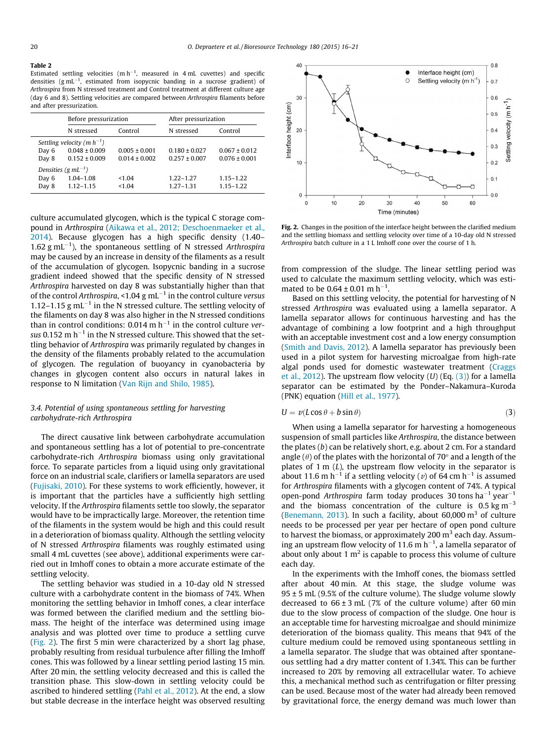**Table 2**
Estimated settling velocities (m h$^{-1}$, measured in 4 mL cuvettes) and specific densities (g mL$^{-1}$, estimated from isopycnic banding in a sucrose gradient) of *Arthrospira* from N stressed treatment and Control treatment at different culture age (day 6 and 8). Settling velocities are compared between *Arthrospira* filaments before and after pressurization.

| | Before pressurization | | After pressurization | |
|---|---|---|---|---|
| | N stressed | Control | N stressed | Control |
| *Settling velocity (m h$^{-1}$)* | | | | |
| Day 6 | 0.048 ± 0.009 | 0.005 ± 0.001 | 0.180 ± 0.027 | 0.067 ± 0.012 |
| Day 8 | 0.152 ± 0.009 | 0.014 ± 0.002 | 0.257 ± 0.007 | 0.076 ± 0.001 |
| *Densities (g mL$^{-1}$)* | | | | |
| Day 6 | 1.04–1.08 | <1.04 | 1.22–1.27 | 1.15–1.22 |
| Day 8 | 1.12–1.15 | <1.04 | 1.27–1.31 | 1.15–1.22 |

culture accumulated glycogen, which is the typical C storage compound in *Arthrospira* (Aikawa et al., 2012; Deschoenmaeker et al., 2014). Because glycogen has a high specific density (1.40–1.62 g mL$^{-1}$), the spontaneous settling of N stressed *Arthrospira* may be caused by an increase in density of the filaments as a result of the accumulation of glycogen. Isopycnic banding in a sucrose gradient indeed showed that the specific density of N stressed *Arthrospira* harvested on day 8 was substantially higher than that of the control *Arthrospira*, <1.04 g mL$^{-1}$ in the control culture *versus* 1.12–1.15 g mL$^{-1}$ in the N stressed culture. The settling velocity of the filaments on day 8 was also higher in the N stressed conditions than in control conditions: 0.014 m h$^{-1}$ in the control culture *versus* 0.152 m h$^{-1}$ in the N stressed culture. This showed that the settling behavior of *Arthrospira* was primarily regulated by changes in the density of the filaments probably related to the accumulation of glycogen. The regulation of buoyancy in cyanobacteria by changes in glycogen content also occurs in natural lakes in response to N limitation (Van Rijn and Shilo, 1985).

### 3.4. Potential of using spontaneous settling for harvesting carbohydrate-rich *Arthrospira*

The direct causative link between carbohydrate accumulation and spontaneous settling has a lot of potential to pre-concentrate carbohydrate-rich *Arthrospira* biomass using only gravitational force. To separate particles from a liquid using only gravitational force on an industrial scale, clarifiers or lamella separators are used (Fujisaki, 2010). For these systems to work efficiently, however, it is important that the particles have a sufficiently high settling velocity. If the *Arthrospira* filaments settle too slowly, the separator would have to be impractically large. Moreover, the retention time of the filaments in the system would be high and this could result in a deterioration of biomass quality. Although the settling velocity of N stressed *Arthrospira* filaments was roughly estimated using small 4 mL cuvettes (see above), additional experiments were carried out in Imhoff cones to obtain a more accurate estimate of the settling velocity.

The settling behavior was studied in a 10-day old N stressed culture with a carbohydrate content in the biomass of 74%. When monitoring the settling behavior in Imhoff cones, a clear interface was formed between the clarified medium and the settling biomass. The height of the interface was determined using image analysis and was plotted over time to produce a settling curve (Fig. 2). The first 5 min were characterized by a short lag phase, probably resulting from residual turbulence after filling the Imhoff cones. This was followed by a linear settling period lasting 15 min. After 20 min, the settling velocity decreased and this is called the transition phase. This slow-down in settling velocity could be ascribed to hindered settling (Pahl et al., 2012). At the end, a slow but stable decrease in the interface height was observed resulting from compression of the sludge. The linear settling period was used to calculate the maximum settling velocity, which was estimated to be 0.64 ± 0.01 m h$^{-1}$.

Fig. 2. Changes in the position of the interface height between the clarified medium and the settling biomass and settling velocity over time of a 10-day old N stressed *Arthrospira* batch culture in a 1 L Imhoff cone over the course of 1 h.

Based on this settling velocity, the potential for harvesting of N stressed *Arthrospira* was evaluated using a lamella separator. A lamella separator allows for continuous harvesting and has the advantage of combining a low footprint and a high throughput with an acceptable investment cost and a low energy consumption (Smith and Davis, 2012). A lamella separator has previously been used in a pilot system for harvesting microalgae from high-rate algal ponds used for domestic wastewater treatment (Craggs et al., 2012). The upstream flow velocity ($U$) (Eq. (3)) for a lamella separator can be estimated by the Ponder–Nakamura–Kuroda (PNK) equation (Hill et al., 1977).

$$U = v(L\cos\theta + b\sin\theta) \tag{3}$$

When using a lamella separator for harvesting a homogeneous suspension of small particles like *Arthrospira*, the distance between the plates ($b$) can be relatively short, e.g. about 2 cm. For a standard angle ($\theta$) of the plates with the horizontal of 70° and a length of the plates of 1 m ($L$), the upstream flow velocity in the separator is about 11.6 m h$^{-1}$ if a settling velocity ($v$) of 64 cm h$^{-1}$ is assumed for *Arthrospira* filaments with a glycogen content of 74%. A typical open-pond *Arthrospira* farm today produces 30 tons ha$^{-1}$ year$^{-1}$ and the biomass concentration of the culture is 0.5 kg m$^{-3}$ (Benemann, 2013). In such a facility, about 60,000 m$^3$ of culture needs to be processed per year per hectare of open pond culture to harvest the biomass, or approximately 200 m$^3$ each day. Assuming an upstream flow velocity of 11.6 m h$^{-1}$, a lamella separator of about only about 1 m$^2$ is capable to process this volume of culture each day.

In the experiments with the Imhoff cones, the biomass settled after about 40 min. At this stage, the sludge volume was 95 ± 5 mL (9.5% of the culture volume). The sludge volume slowly decreased to 66 ± 3 mL (7% of the culture volume) after 60 min due to the slow process of compaction of the sludge. One hour is an acceptable time for harvesting microalgae and should minimize deterioration of the biomass quality. This means that 94% of the culture medium could be removed using spontaneous settling in a lamella separator. The sludge that was obtained after spontaneous settling had a dry matter content of 1.34%. This can be further increased to 20% by removing all extracellular water. To achieve this, a mechanical method such as centrifugation or filter pressing can be used. Because most of the water had already been removed by gravitational force, the energy demand was much lower than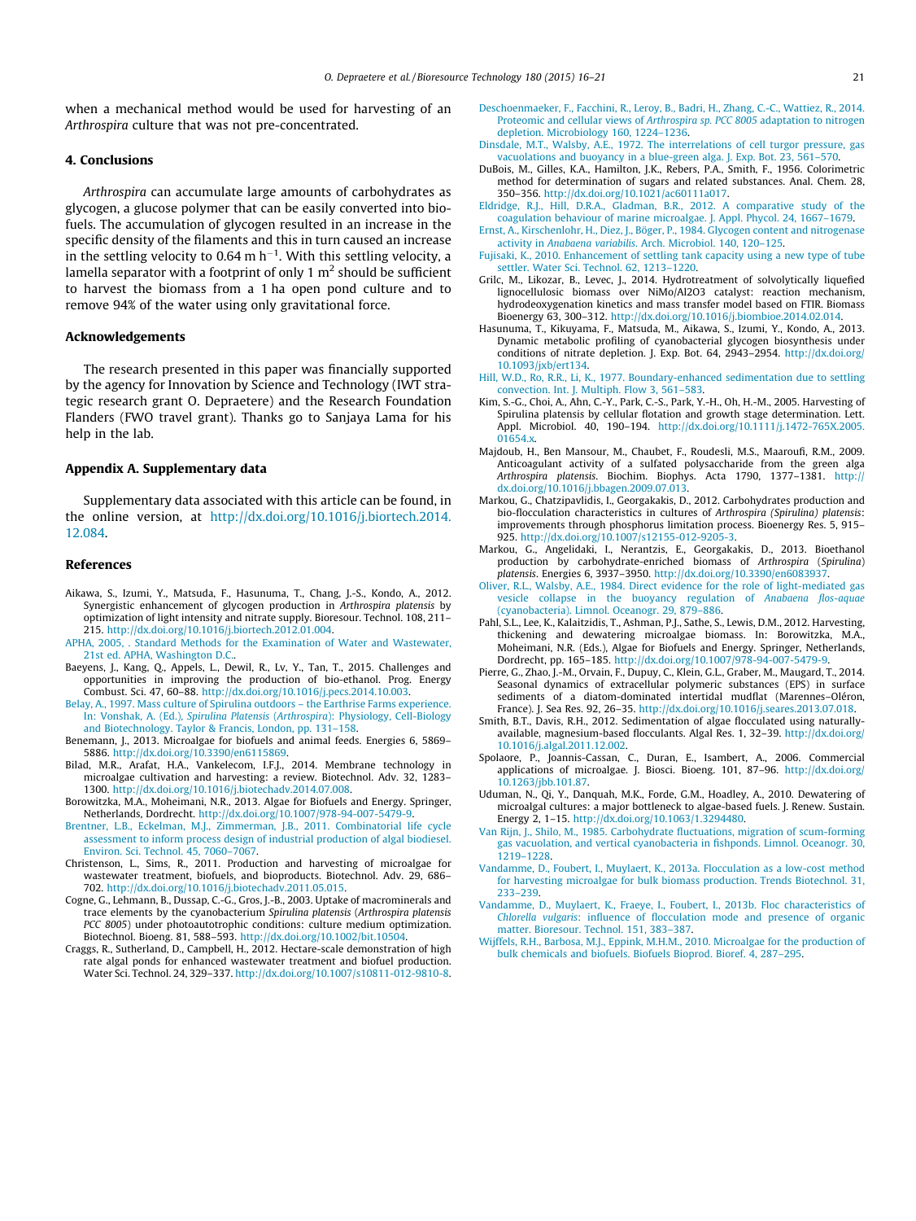when a mechanical method would be used for harvesting of an *Arthrospira* culture that was not pre-concentrated.

## 4. Conclusions

*Arthrospira* can accumulate large amounts of carbohydrates as glycogen, a glucose polymer that can be easily converted into biofuels. The accumulation of glycogen resulted in an increase in the specific density of the filaments and this in turn caused an increase in the settling velocity to 0.64 m $h^{-1}$. With this settling velocity, a lamella separator with a footprint of only 1 $m^2$ should be sufficient to harvest the biomass from a 1 ha open pond culture and to remove 94% of the water using only gravitational force.

## Acknowledgements

The research presented in this paper was financially supported by the agency for Innovation by Science and Technology (IWT strategic research grant O. Depraetere) and the Research Foundation Flanders (FWO travel grant). Thanks go to Sanjaya Lama for his help in the lab.

## Appendix A. Supplementary data

Supplementary data associated with this article can be found, in the online version, at http://dx.doi.org/10.1016/j.biortech.2014.12.084.

## References

Aikawa, S., Izumi, Y., Matsuda, F., Hasunuma, T., Chang, J.-S., Kondo, A., 2012. Synergistic enhancement of glycogen production in *Arthrospira platensis* by optimization of light intensity and nitrate supply. Bioresour. Technol. 108, 211–215. http://dx.doi.org/10.1016/j.biortech.2012.01.004.

APHA, 2005, . Standard Methods for the Examination of Water and Wastewater, 21st ed. APHA, Washington D.C..

Baeyens, J., Kang, Q., Appels, L., Dewil, R., Lv, Y., Tan, T., 2015. Challenges and opportunities in improving the production of bio-ethanol. Prog. Energy Combust. Sci. 47, 60–88. http://dx.doi.org/10.1016/j.pecs.2014.10.003.

Belay, A., 1997. Mass culture of Spirulina outdoors – the Earthrise Farms experience. In: Vonshak, A. (Ed.), *Spirulina Platensis (Arthrospira)*: Physiology, Cell-Biology and Biotechnology. Taylor & Francis, London, pp. 131–158.

Benemann, J., 2013. Microalgae for biofuels and animal feeds. Energies 6, 5869–5886. http://dx.doi.org/10.3390/en6115869.

Bilad, M.R., Arafat, H.A., Vankelecom, I.F.J., 2014. Membrane technology in microalgae cultivation and harvesting: a review. Biotechnol. Adv. 32, 1283–1300. http://dx.doi.org/10.1016/j.biotechadv.2014.07.008.

Borowitzka, M.A., Moheimani, N.R., 2013. Algae for Biofuels and Energy. Springer, Netherlands, Dordrecht. http://dx.doi.org/10.1007/978-94-007-5479-9.

Brentner, L.B., Eckelman, M.J., Zimmerman, J.B., 2011. Combinatorial life cycle assessment to inform process design of industrial production of algal biodiesel. Environ. Sci. Technol. 45, 7060–7067.

Christenson, L., Sims, R., 2011. Production and harvesting of microalgae for wastewater treatment, biofuels, and bioproducts. Biotechnol. Adv. 29, 686–702. http://dx.doi.org/10.1016/j.biotechadv.2011.05.015.

Cogne, G., Lehmann, B., Dussap, C.-G., Gros, J.-B., 2003. Uptake of macrominerals and trace elements by the cyanobacterium *Spirulina platensis* (*Arthrospira platensis PCC 8005*) under photoautotrophic conditions: culture medium optimization. Biotechnol. Bioeng. 81, 588–593. http://dx.doi.org/10.1002/bit.10504.

Craggs, R., Sutherland, D., Campbell, H., 2012. Hectare-scale demonstration of high rate algal ponds for enhanced wastewater treatment and biofuel production. Water Sci. Technol. 24, 329–337. http://dx.doi.org/10.1007/s10811-012-9810-8.

Deschoenmaeker, F., Facchini, R., Leroy, B., Badri, H., Zhang, C.-C., Wattiez, R., 2014. Proteomic and cellular views of *Arthrospira sp. PCC 8005* adaptation to nitrogen depletion. Microbiology 160, 1224–1236.

Dinsdale, M.T., Walsby, A.E., 1972. The interrelations of cell turgor pressure, gas vacuolations and buoyancy in a blue-green alga. J. Exp. Bot. 23, 561–570.

DuBois, M., Gilles, K.A., Hamilton, J.K., Rebers, P.A., Smith, F., 1956. Colorimetric method for determination of sugars and related substances. Anal. Chem. 28, 350–356. http://dx.doi.org/10.1021/ac60111a017.

Eldridge, R.J., Hill, D.R.A., Gladman, B.R., 2012. A comparative study of the coagulation behaviour of marine microalgae. J. Appl. Phycol. 24, 1667–1679.

Ernst, A., Kirschenlohr, H., Diez, J., Böger, P., 1984. Glycogen content and nitrogenase activity in *Anabaena variabilis*. Arch. Microbiol. 140, 120–125.

Fujisaki, K., 2010. Enhancement of settling tank capacity using a new type of tube settler. Water Sci. Technol. 62, 1213–1220.

Grilc, M., Likozar, B., Levec, J., 2014. Hydrotreatment of solvolytically liquefied lignocellulosic biomass over NiMo/Al2O3 catalyst: reaction mechanism, hydrodeoxygenation kinetics and mass transfer model based on FTIR. Biomass Bioenergy 63, 300–312. http://dx.doi.org/10.1016/j.biombioe.2014.02.014.

Hasunuma, T., Kikuyama, F., Matsuda, M., Aikawa, S., Izumi, Y., Kondo, A., 2013. Dynamic metabolic profiling of cyanobacterial glycogen biosynthesis under conditions of nitrate depletion. J. Exp. Bot. 64, 2943–2954. http://dx.doi.org/10.1093/jxb/ert134.

Hill, W.D., Ro, R.R., Li, K., 1977. Boundary-enhanced sedimentation due to settling convection. Int. J. Multiph. Flow 3, 561–583.

Kim, S.-G., Choi, A., Ahn, C.-Y., Park, C.-S., Park, Y.-H., Oh, H.-M., 2005. Harvesting of Spirulina platensis by cellular flotation and growth stage determination. Lett. Appl. Microbiol. 40, 190–194. http://dx.doi.org/10.1111/j.1472-765X.2005.01654.x.

Majdoub, H., Ben Mansour, M., Chaubet, F., Roudesli, M.S., Maaroufi, R.M., 2009. Anticoagulant activity of a sulfated polysaccharide from the green alga *Arthrospira platensis*. Biochim. Biophys. Acta 1790, 1377–1381. http://dx.doi.org/10.1016/j.bbagen.2009.07.013.

Markou, G., Chatzipavlidis, I., Georgakakis, D., 2012. Carbohydrates production and bio-flocculation characteristics in cultures of *Arthrospira (Spirulina) platensis*: improvements through phosphorus limitation process. Bioenergy Res. 5, 915–925. http://dx.doi.org/10.1007/s12155-012-9205-3.

Markou, G., Angelidaki, I., Nerantzis, E., Georgakakis, D., 2013. Bioethanol production by carbohydrate-enriched biomass of *Arthrospira* (*Spirulina*) *platensis*. Energies 6, 3937–3950. http://dx.doi.org/10.3390/en6083937.

Oliver, R.L., Walsby, A.E., 1984. Direct evidence for the role of light-mediated gas vesicle collapse in the buoyancy regulation of *Anabaena flos-aquae* (cyanobacteria). Limnol. Oceanogr. 29, 879–886.

Pahl, S.L., Lee, K., Kalaitzidis, T., Ashman, P.J., Sathe, S., Lewis, D.M., 2012. Harvesting, thickening and dewatering microalgae biomass. In: Borowitzka, M.A., Moheimani, N.R. (Eds.), Algae for Biofuels and Energy. Springer, Netherlands, Dordrecht, pp. 165–185. http://dx.doi.org/10.1007/978-94-007-5479-9.

Pierre, G., Zhao, J.-M., Orvain, F., Dupuy, C., Klein, G.L., Graber, M., Maugard, T., 2014. Seasonal dynamics of extracellular polymeric substances (EPS) in surface sediments of a diatom-dominated intertidal mudflat (Marennes–Oléron, France). J. Sea Res. 92, 26–35. http://dx.doi.org/10.1016/j.seares.2013.07.018.

Smith, B.T., Davis, R.H., 2012. Sedimentation of algae flocculated using naturally-available, magnesium-based flocculants. Algal Res. 1, 32–39. http://dx.doi.org/10.1016/j.algal.2011.12.002.

Spolaore, P., Joannis-Cassan, C., Duran, E., Isambert, A., 2006. Commercial applications of microalgae. J. Biosci. Bioeng. 101, 87–96. http://dx.doi.org/10.1263/jbb.101.87.

Uduman, N., Qi, Y., Danquah, M.K., Forde, G.M., Hoadley, A., 2010. Dewatering of microalgal cultures: a major bottleneck to algae-based fuels. J. Renew. Sustain. Energy 2, 1–15. http://dx.doi.org/10.1063/1.3294480.

Van Rijn, J., Shilo, M., 1985. Carbohydrate fluctuations, migration of scum-forming gas vacuolation, and vertical cyanobacteria in fishponds. Limnol. Oceanogr. 30, 1219–1228.

Vandamme, D., Foubert, I., Muylaert, K., 2013a. Flocculation as a low-cost method for harvesting microalgae for bulk biomass production. Trends Biotechnol. 31, 233–239.

Vandamme, D., Muylaert, K., Fraeye, I., Foubert, I., 2013b. Floc characteristics of *Chlorella vulgaris*: influence of flocculation mode and presence of organic matter. Bioresour. Technol. 151, 383–387.

Wijffels, R.H., Barbosa, M.J., Eppink, M.H.M., 2010. Microalgae for the production of bulk chemicals and biofuels. Biofuels Bioprod. Bioref. 4, 287–295.